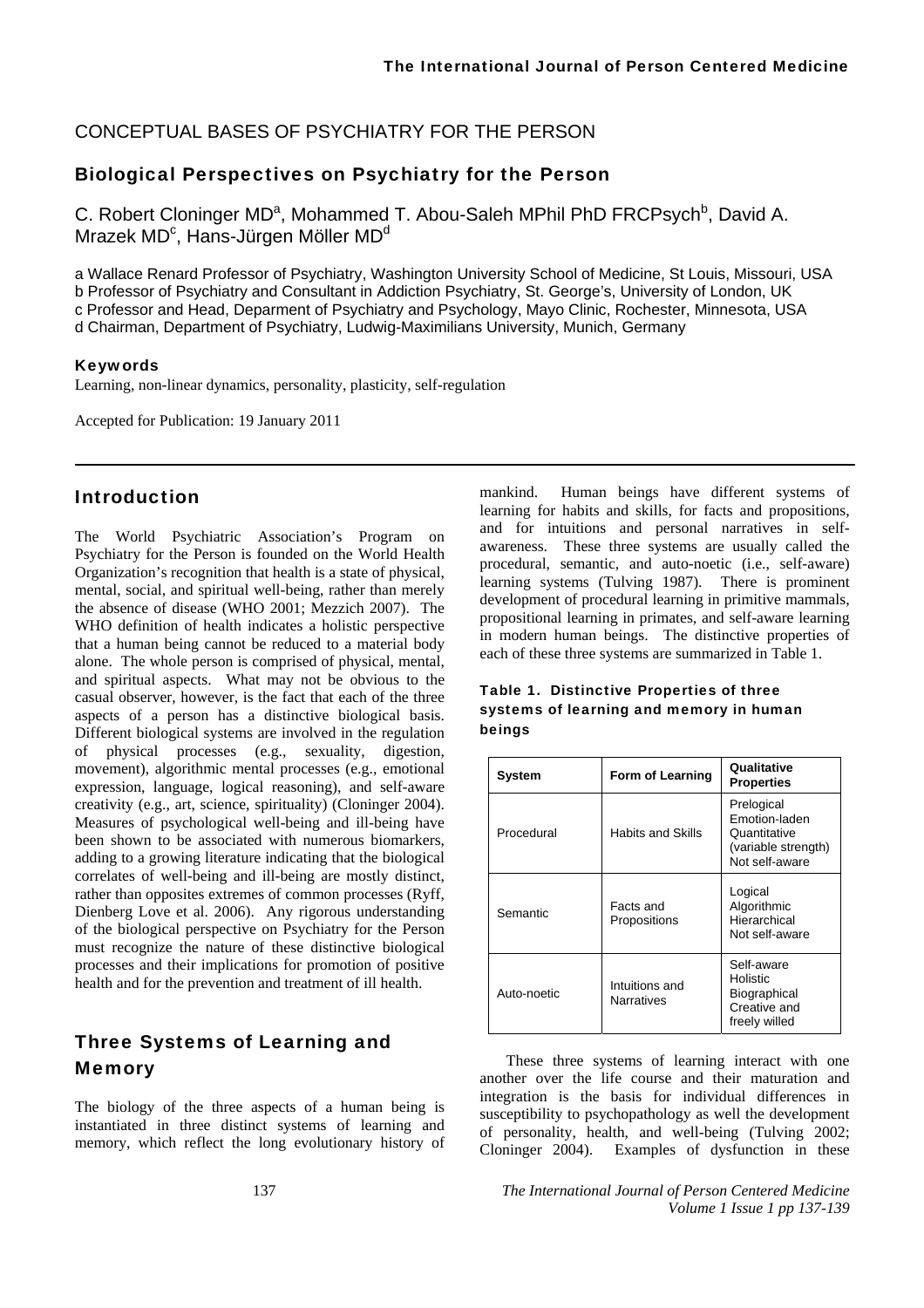CONCEPTUAL BASES OF PSYCHIATRY FOR THE PERSON

# Biological Perspectives on Psychiatry for the Person

C. Robert Cloninger MD[a], Mohammed T. Abou-Saleh MPhil PhD FRCPsych[b], David A. Mrazek MD[c], Hans-Jürgen Möller MD[d]

a Wallace Renard Professor of Psychiatry, Washington University School of Medicine, St Louis, Missouri, USA
b Professor of Psychiatry and Consultant in Addiction Psychiatry, St. George's, University of London, UK
c Professor and Head, Deparment of Psychiatry and Psychology, Mayo Clinic, Rochester, Minnesota, USA
d Chairman, Department of Psychiatry, Ludwig-Maximilians University, Munich, Germany

### Keywords

Learning, non-linear dynamics, personality, plasticity, self-regulation

Accepted for Publication: 19 January 2011

## Introduction

The World Psychiatric Association's Program on Psychiatry for the Person is founded on the World Health Organization's recognition that health is a state of physical, mental, social, and spiritual well-being, rather than merely the absence of disease (WHO 2001; Mezzich 2007). The WHO definition of health indicates a holistic perspective that a human being cannot be reduced to a material body alone. The whole person is comprised of physical, mental, and spiritual aspects. What may not be obvious to the casual observer, however, is the fact that each of the three aspects of a person has a distinctive biological basis. Different biological systems are involved in the regulation of physical processes (e.g., sexuality, digestion, movement), algorithmic mental processes (e.g., emotional expression, language, logical reasoning), and self-aware creativity (e.g., art, science, spirituality) (Cloninger 2004). Measures of psychological well-being and ill-being have been shown to be associated with numerous biomarkers, adding to a growing literature indicating that the biological correlates of well-being and ill-being are mostly distinct, rather than opposites extremes of common processes (Ryff, Dienberg Love et al. 2006). Any rigorous understanding of the biological perspective on Psychiatry for the Person must recognize the nature of these distinctive biological processes and their implications for promotion of positive health and for the prevention and treatment of ill health.

## Three Systems of Learning and Memory

The biology of the three aspects of a human being is instantiated in three distinct systems of learning and memory, which reflect the long evolutionary history of mankind. Human beings have different systems of learning for habits and skills, for facts and propositions, and for intuitions and personal narratives in self-awareness. These three systems are usually called the procedural, semantic, and auto-noetic (i.e., self-aware) learning systems (Tulving 1987). There is prominent development of procedural learning in primitive mammals, propositional learning in primates, and self-aware learning in modern human beings. The distinctive properties of each of these three systems are summarized in Table 1.

**Table 1. Distinctive Properties of three systems of learning and memory in human beings**

| System | Form of Learning | Qualitative Properties |
|---|---|---|
| Procedural | Habits and Skills | Prelogical<br>Emotion-laden<br>Quantitative (variable strength)<br>Not self-aware |
| Semantic | Facts and Propositions | Logical<br>Algorithmic<br>Hierarchical<br>Not self-aware |
| Auto-noetic | Intuitions and Narratives | Self-aware<br>Holistic<br>Biographical<br>Creative and freely willed |

These three systems of learning interact with one another over the life course and their maturation and integration is the basis for individual differences in susceptibility to psychopathology as well the development of personality, health, and well-being (Tulving 2002; Cloninger 2004). Examples of dysfunction in these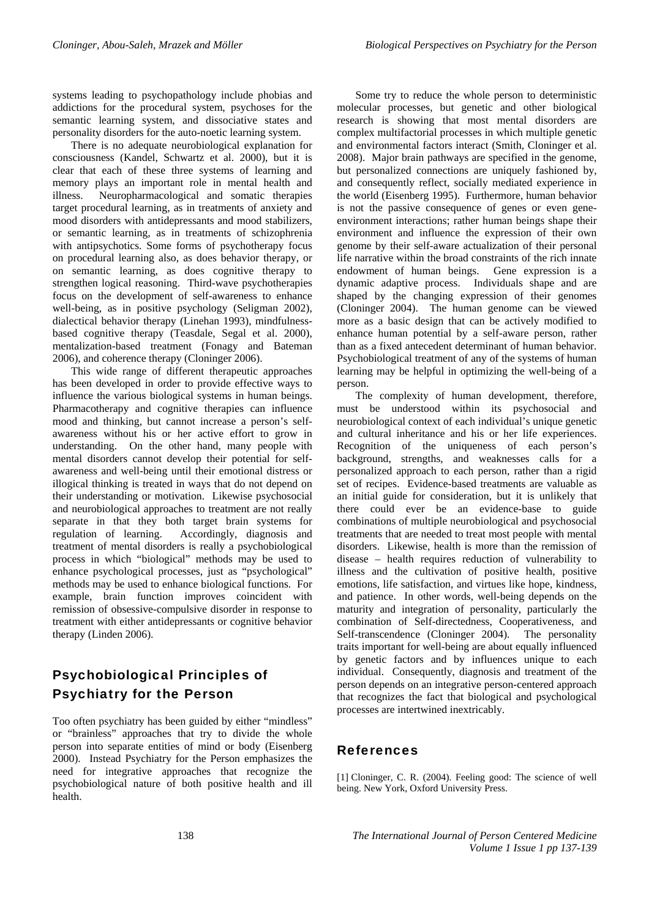systems leading to psychopathology include phobias and addictions for the procedural system, psychoses for the semantic learning system, and dissociative states and personality disorders for the auto-noetic learning system.

There is no adequate neurobiological explanation for consciousness (Kandel, Schwartz et al. 2000), but it is clear that each of these three systems of learning and memory plays an important role in mental health and illness. Neuropharmacological and somatic therapies target procedural learning, as in treatments of anxiety and mood disorders with antidepressants and mood stabilizers, or semantic learning, as in treatments of schizophrenia with antipsychotics. Some forms of psychotherapy focus on procedural learning also, as does behavior therapy, or on semantic learning, as does cognitive therapy to strengthen logical reasoning. Third-wave psychotherapies focus on the development of self-awareness to enhance well-being, as in positive psychology (Seligman 2002), dialectical behavior therapy (Linehan 1993), mindfulness-based cognitive therapy (Teasdale, Segal et al. 2000), mentalization-based treatment (Fonagy and Bateman 2006), and coherence therapy (Cloninger 2006).

This wide range of different therapeutic approaches has been developed in order to provide effective ways to influence the various biological systems in human beings. Pharmacotherapy and cognitive therapies can influence mood and thinking, but cannot increase a person's self-awareness without his or her active effort to grow in understanding. On the other hand, many people with mental disorders cannot develop their potential for self-awareness and well-being until their emotional distress or illogical thinking is treated in ways that do not depend on their understanding or motivation. Likewise psychosocial and neurobiological approaches to treatment are not really separate in that they both target brain systems for regulation of learning. Accordingly, diagnosis and treatment of mental disorders is really a psychobiological process in which "biological" methods may be used to enhance psychological processes, just as "psychological" methods may be used to enhance biological functions. For example, brain function improves coincident with remission of obsessive-compulsive disorder in response to treatment with either antidepressants or cognitive behavior therapy (Linden 2006).

## Psychobiological Principles of Psychiatry for the Person

Too often psychiatry has been guided by either "mindless" or "brainless" approaches that try to divide the whole person into separate entities of mind or body (Eisenberg 2000). Instead Psychiatry for the Person emphasizes the need for integrative approaches that recognize the psychobiological nature of both positive health and ill health.

Some try to reduce the whole person to deterministic molecular processes, but genetic and other biological research is showing that most mental disorders are complex multifactorial processes in which multiple genetic and environmental factors interact (Smith, Cloninger et al. 2008). Major brain pathways are specified in the genome, but personalized connections are uniquely fashioned by, and consequently reflect, socially mediated experience in the world (Eisenberg 1995). Furthermore, human behavior is not the passive consequence of genes or even gene-environment interactions; rather human beings shape their environment and influence the expression of their own genome by their self-aware actualization of their personal life narrative within the broad constraints of the rich innate endowment of human beings. Gene expression is a dynamic adaptive process. Individuals shape and are shaped by the changing expression of their genomes (Cloninger 2004). The human genome can be viewed more as a basic design that can be actively modified to enhance human potential by a self-aware person, rather than as a fixed antecedent determinant of human behavior. Psychobiological treatment of any of the systems of human learning may be helpful in optimizing the well-being of a person.

The complexity of human development, therefore, must be understood within its psychosocial and neurobiological context of each individual's unique genetic and cultural inheritance and his or her life experiences. Recognition of the uniqueness of each person's background, strengths, and weaknesses calls for a personalized approach to each person, rather than a rigid set of recipes. Evidence-based treatments are valuable as an initial guide for consideration, but it is unlikely that there could ever be an evidence-base to guide combinations of multiple neurobiological and psychosocial treatments that are needed to treat most people with mental disorders. Likewise, health is more than the remission of disease – health requires reduction of vulnerability to illness and the cultivation of positive health, positive emotions, life satisfaction, and virtues like hope, kindness, and patience. In other words, well-being depends on the maturity and integration of personality, particularly the combination of Self-directedness, Cooperativeness, and Self-transcendence (Cloninger 2004). The personality traits important for well-being are about equally influenced by genetic factors and by influences unique to each individual. Consequently, diagnosis and treatment of the person depends on an integrative person-centered approach that recognizes the fact that biological and psychological processes are intertwined inextricably.

## References

[1] Cloninger, C. R. (2004). Feeling good: The science of well being. New York, Oxford University Press.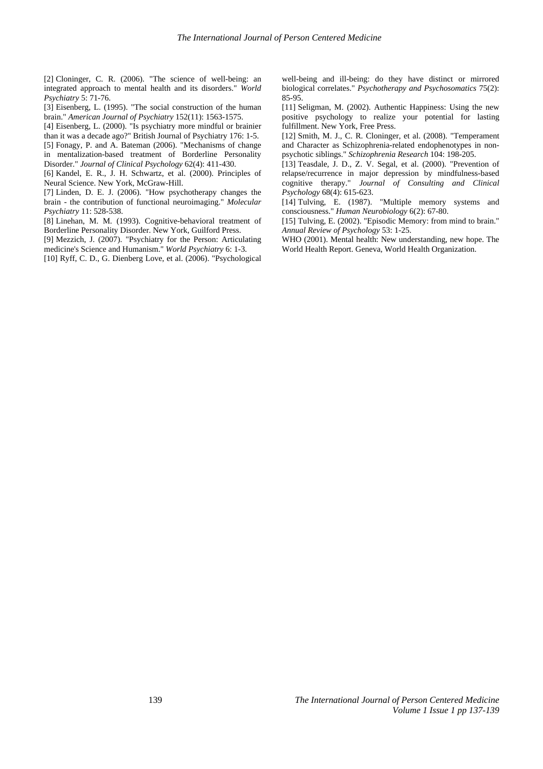[2] Cloninger, C. R. (2006). "The science of well-being: an integrated approach to mental health and its disorders." *World Psychiatry* 5: 71-76.

[3] Eisenberg, L. (1995). "The social construction of the human brain." *American Journal of Psychiatry* 152(11): 1563-1575.

[4] Eisenberg, L. (2000). "Is psychiatry more mindful or brainier than it was a decade ago?" British Journal of Psychiatry 176: 1-5.

[5] Fonagy, P. and A. Bateman (2006). "Mechanisms of change in mentalization-based treatment of Borderline Personality Disorder." *Journal of Clinical Psychology* 62(4): 411-430.

[6] Kandel, E. R., J. H. Schwartz, et al. (2000). Principles of Neural Science. New York, McGraw-Hill.

[7] Linden, D. E. J. (2006). "How psychotherapy changes the brain - the contribution of functional neuroimaging." *Molecular Psychiatry* 11: 528-538.

[8] Linehan, M. M. (1993). Cognitive-behavioral treatment of Borderline Personality Disorder. New York, Guilford Press.

[9] Mezzich, J. (2007). "Psychiatry for the Person: Articulating medicine's Science and Humanism." *World Psychiatry* 6: 1-3.

[10] Ryff, C. D., G. Dienberg Love, et al. (2006). "Psychological well-being and ill-being: do they have distinct or mirrored biological correlates." *Psychotherapy and Psychosomatics* 75(2): 85-95.

[11] Seligman, M. (2002). Authentic Happiness: Using the new positive psychology to realize your potential for lasting fulfillment. New York, Free Press.

[12] Smith, M. J., C. R. Cloninger, et al. (2008). "Temperament and Character as Schizophrenia-related endophenotypes in non-psychotic siblings." *Schizophrenia Research* 104: 198-205.

[13] Teasdale, J. D., Z. V. Segal, et al. (2000). "Prevention of relapse/recurrence in major depression by mindfulness-based cognitive therapy." *Journal of Consulting and Clinical Psychology* 68(4): 615-623.

[14] Tulving, E. (1987). "Multiple memory systems and consciousness." *Human Neurobiology* 6(2): 67-80.

[15] Tulving, E. (2002). "Episodic Memory: from mind to brain." *Annual Review of Psychology* 53: 1-25.

WHO (2001). Mental health: New understanding, new hope. The World Health Report. Geneva, World Health Organization.